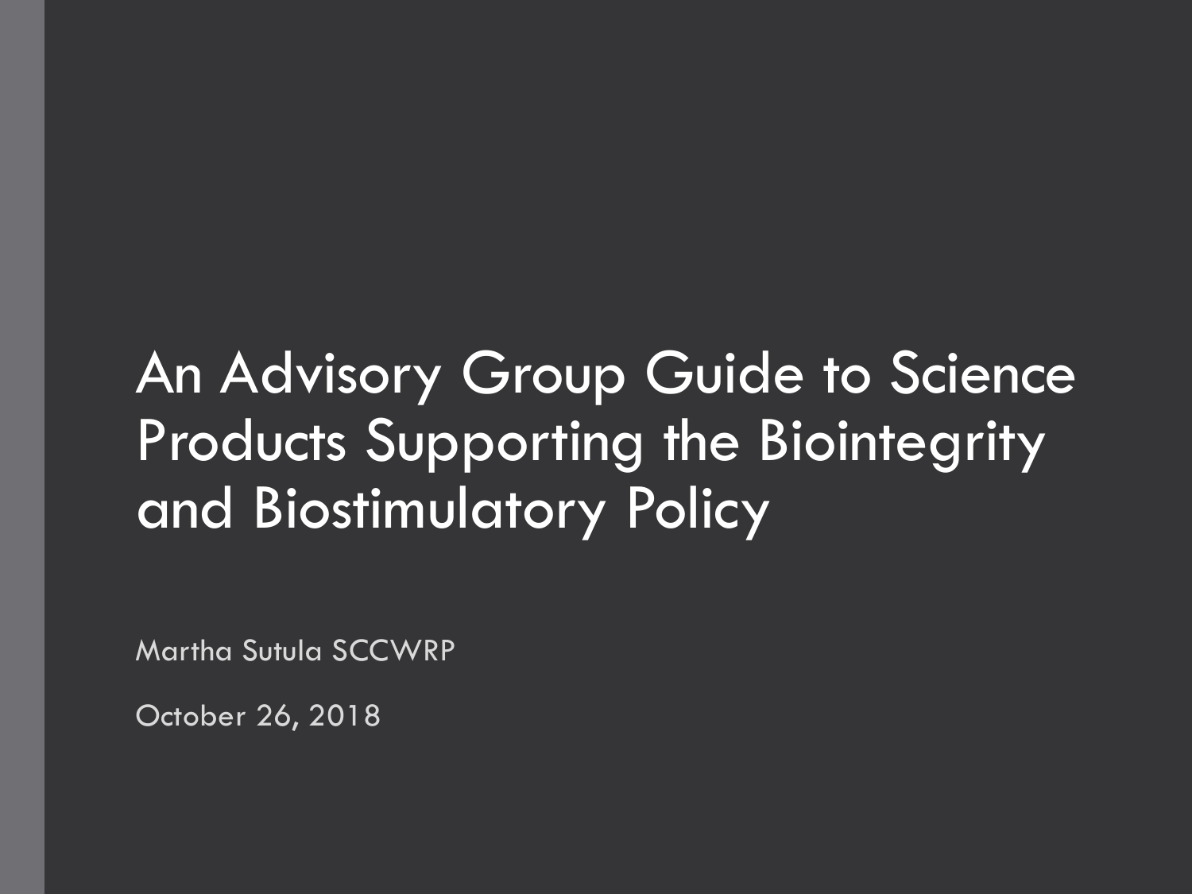# An Advisory Group Guide to Science Products Supporting the Biointegrity and Biostimulatory Policy

Martha Sutula SCCWRP

October 26, 2018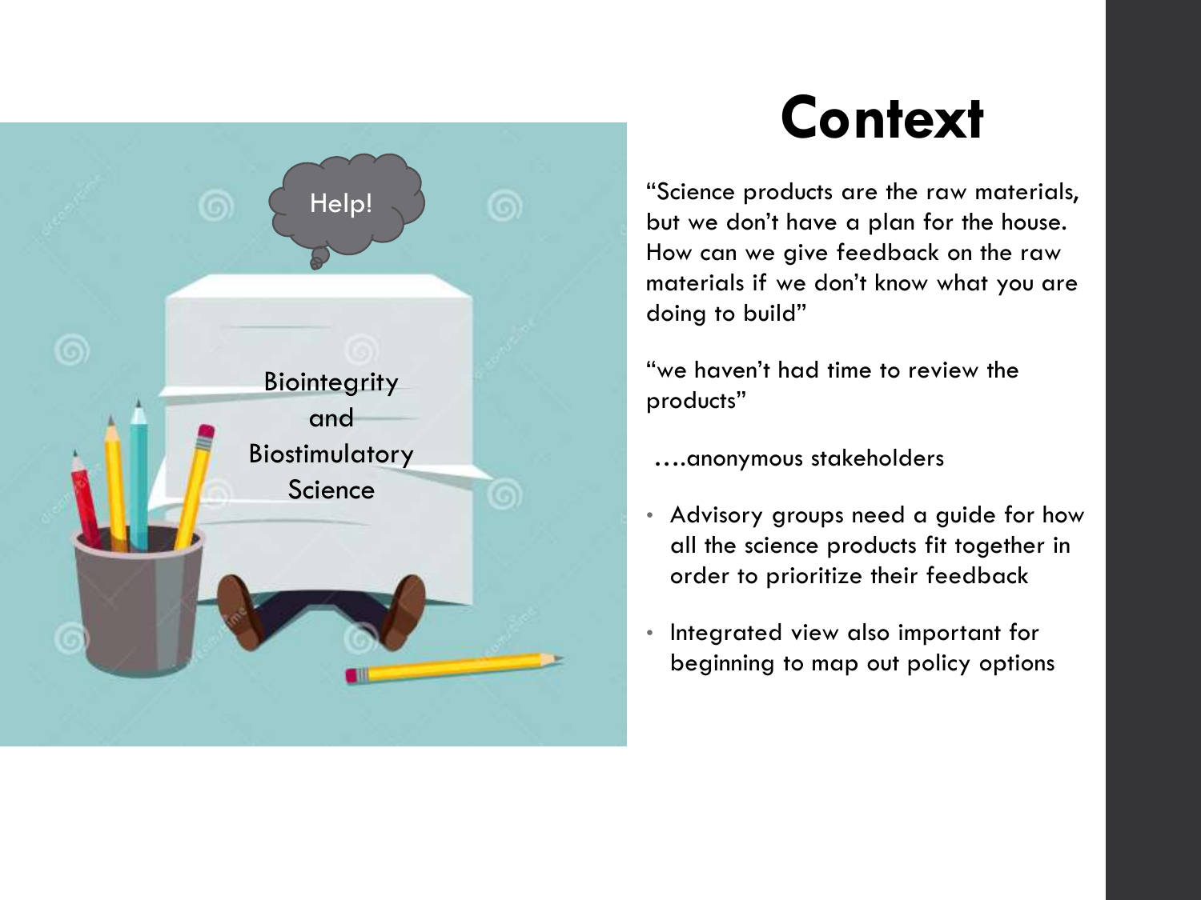Help!

Biointegrity and Biostimulatory Science

# Context

"Science products are the raw materials, but we don't have a plan for the house. How can we give feedback on the raw materials if we don't know what you are doing to build"

"we haven't had time to review the products"

....anonymous stakeholders

- Advisory groups need a guide for how all the science products fit together in order to prioritize their feedback
- Integrated view also important for beginning to map out policy options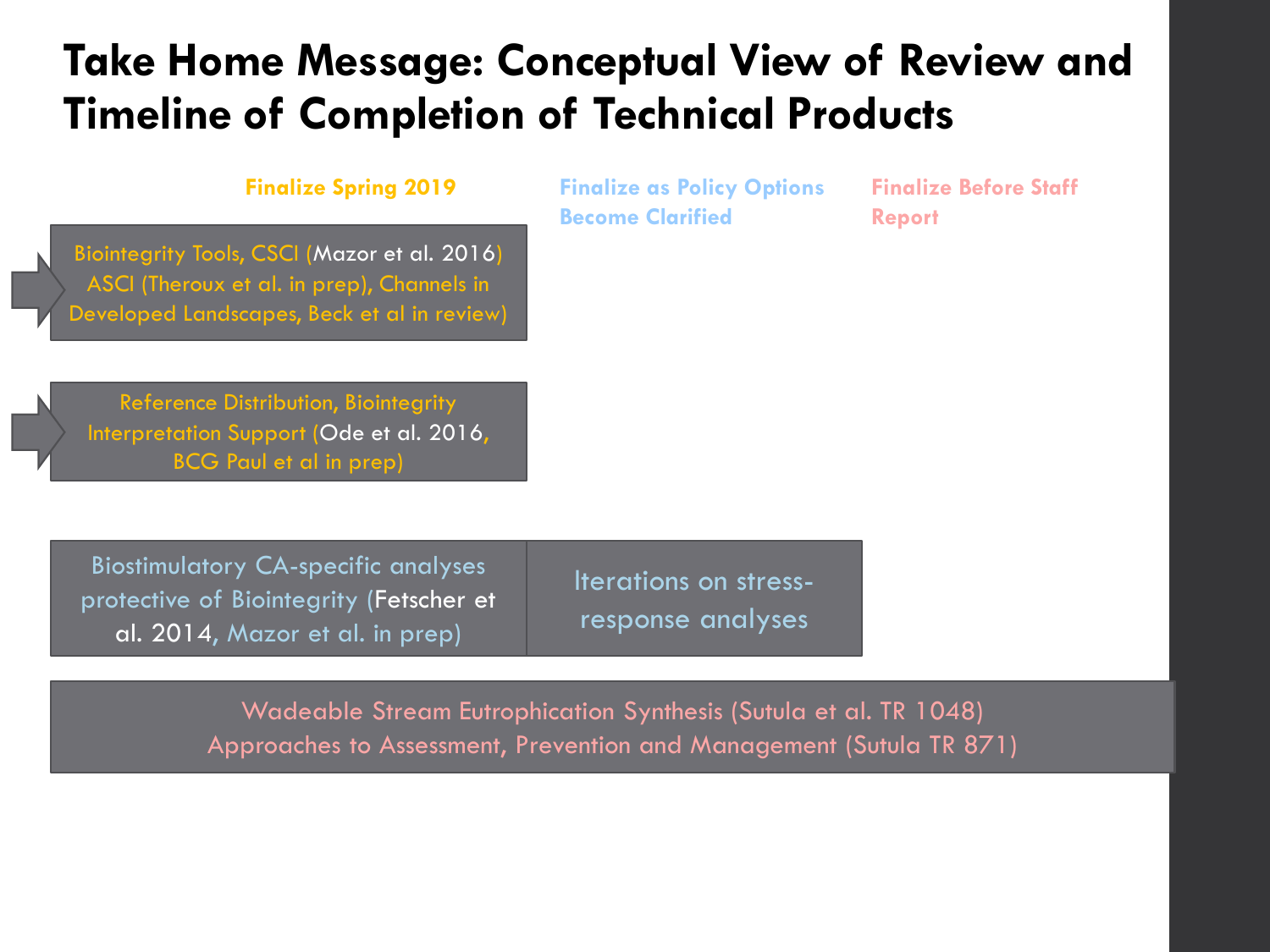# Take Home Message: Conceptual View of Review and Timeline of Completion of Technical Products

| Finalize Spring 2019 | Finalize as Policy Options Become Clarified | Finalize Before Staff Report |
|---|---|---|
| Biointegrity Tools, CSCI (Mazor et al. 2016) ASCI (Theroux et al. in prep), Channels in Developed Landscapes, Beck et al in review) | | |
| Reference Distribution, Biointegrity Interpretation Support (Ode et al. 2016, BCG Paul et al in prep) | | |
| Biostimulatory CA-specific analyses protective of Biointegrity (Fetscher et al. 2014, Mazor et al. in prep) | Iterations on stress-response analyses | |
| Wadeable Stream Eutrophication Synthesis (Sutula et al. TR 1048) Approaches to Assessment, Prevention and Management (Sutula TR 871) | | |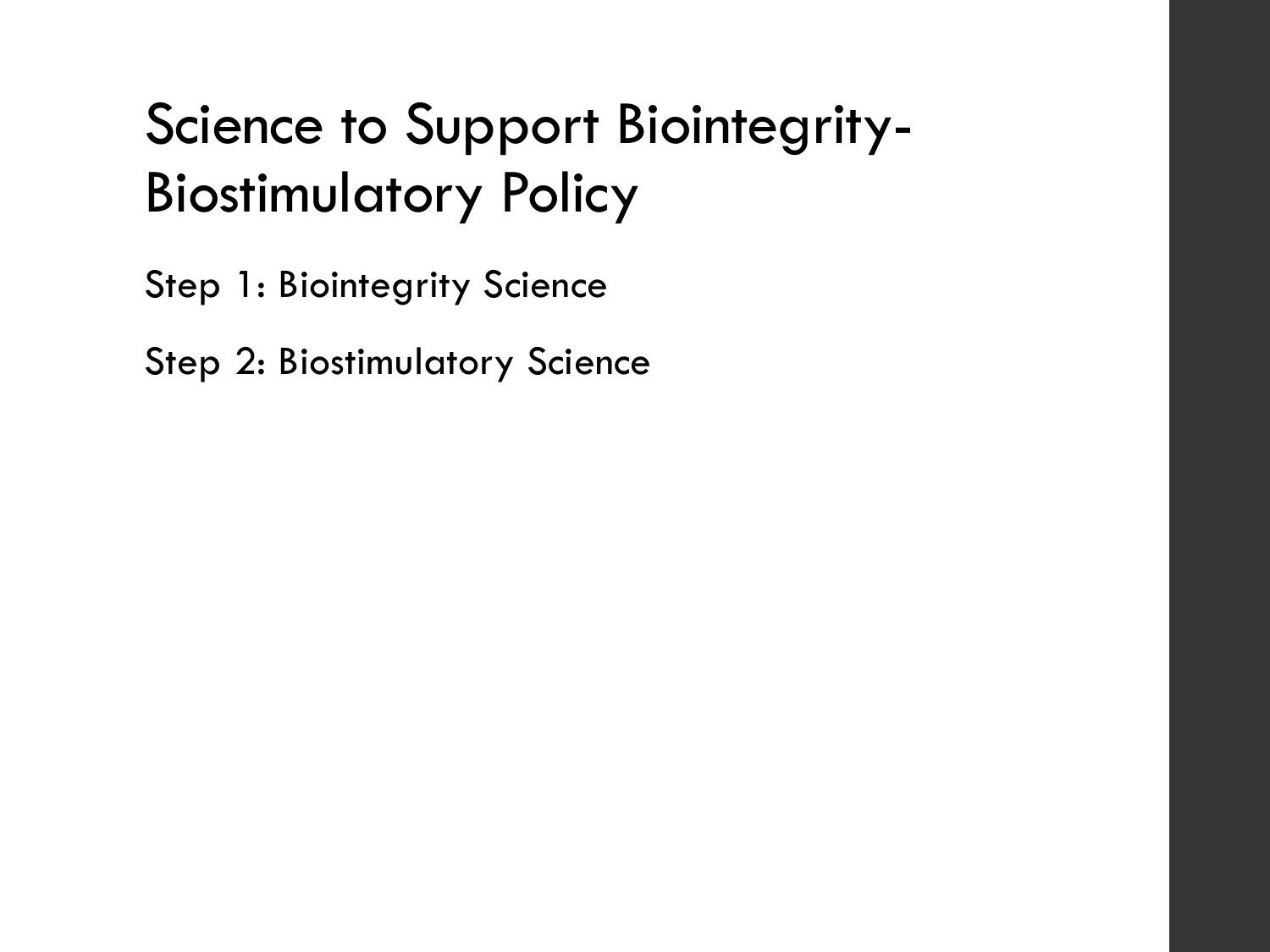# Science to Support Biointegrity-Biostimulatory Policy

Step 1: Biointegrity Science

Step 2: Biostimulatory Science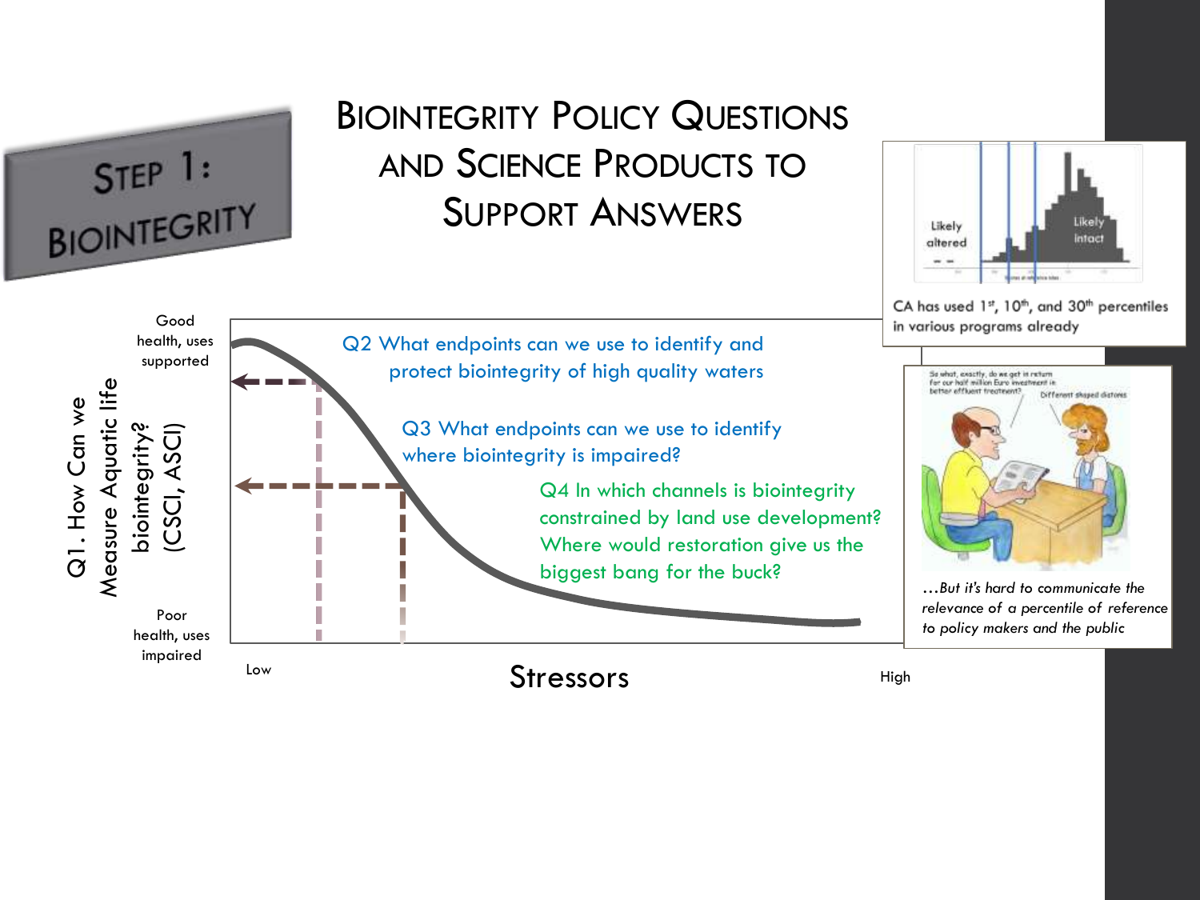# Step 1: Biointegrity

## Biointegrity Policy Questions and Science Products to Support Answers

Q1. How Can we Measure Aquatic life biointegrity? (CSCI, ASCI)

Good health, uses supported

Poor health, uses impaired

Q2 What endpoints can we use to identify and protect biointegrity of high quality waters

Q3 What endpoints can we use to identify where biointegrity is impaired?

Q4 In which channels is biointegrity constrained by land use development? Where would restoration give us the biggest bang for the buck?

Low — Stressors — High

Likely altered — Likely intact

CA has used 1st, 10th, and 30th percentiles in various programs already

So what, exactly, do we get in return for our half million Euro investment in better effluent treatment?

Different shaped diatoms

*…But it's hard to communicate the relevance of a percentile of reference to policy makers and the public*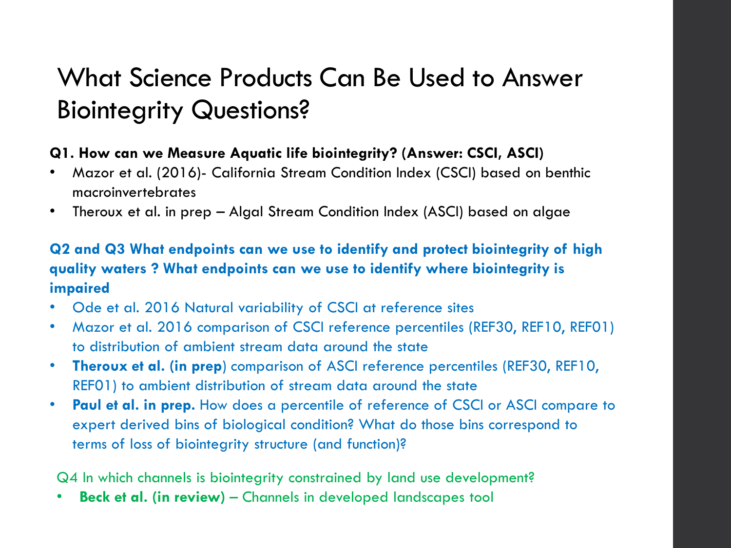# What Science Products Can Be Used to Answer Biointegrity Questions?

**Q1. How can we Measure Aquatic life biointegrity? (Answer: CSCI, ASCI)**

- Mazor et al. (2016)- California Stream Condition Index (CSCI) based on benthic macroinvertebrates
- Theroux et al. in prep – Algal Stream Condition Index (ASCI) based on algae

**Q2 and Q3 What endpoints can we use to identify and protect biointegrity of high quality waters ? What endpoints can we use to identify where biointegrity is impaired**

- Ode et al. 2016 Natural variability of CSCI at reference sites
- Mazor et al. 2016 comparison of CSCI reference percentiles (REF30, REF10, REF01) to distribution of ambient stream data around the state
- **Theroux et al. (in prep**) comparison of ASCI reference percentiles (REF30, REF10, REF01) to ambient distribution of stream data around the state
- **Paul et al. in prep.** How does a percentile of reference of CSCI or ASCI compare to expert derived bins of biological condition? What do those bins correspond to terms of loss of biointegrity structure (and function)?

Q4 In which channels is biointegrity constrained by land use development?

- **Beck et al. (in review)** – Channels in developed landscapes tool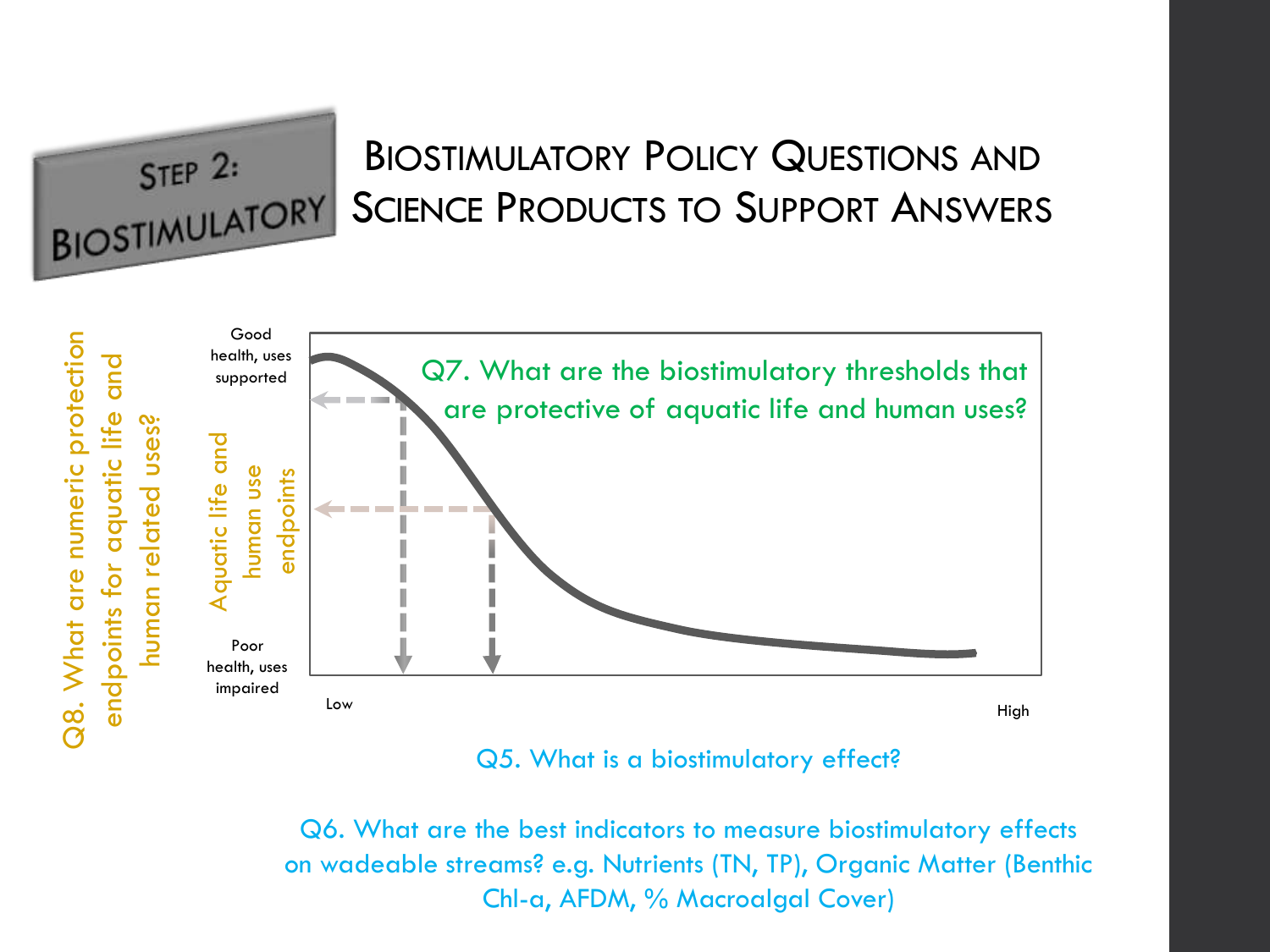# Step 2: Biostimulatory

## Biostimulatory Policy Questions and Science Products to Support Answers

Q8. What are numeric protection endpoints for aquatic life and human related uses?

Good health, uses supported

Aquatic life and human use endpoints

Poor health, uses impaired

Q7. What are the biostimulatory thresholds that are protective of aquatic life and human uses?

Low

High

Q5. What is a biostimulatory effect?

Q6. What are the best indicators to measure biostimulatory effects on wadeable streams? e.g. Nutrients (TN, TP), Organic Matter (Benthic Chl-a, AFDM, % Macroalgal Cover)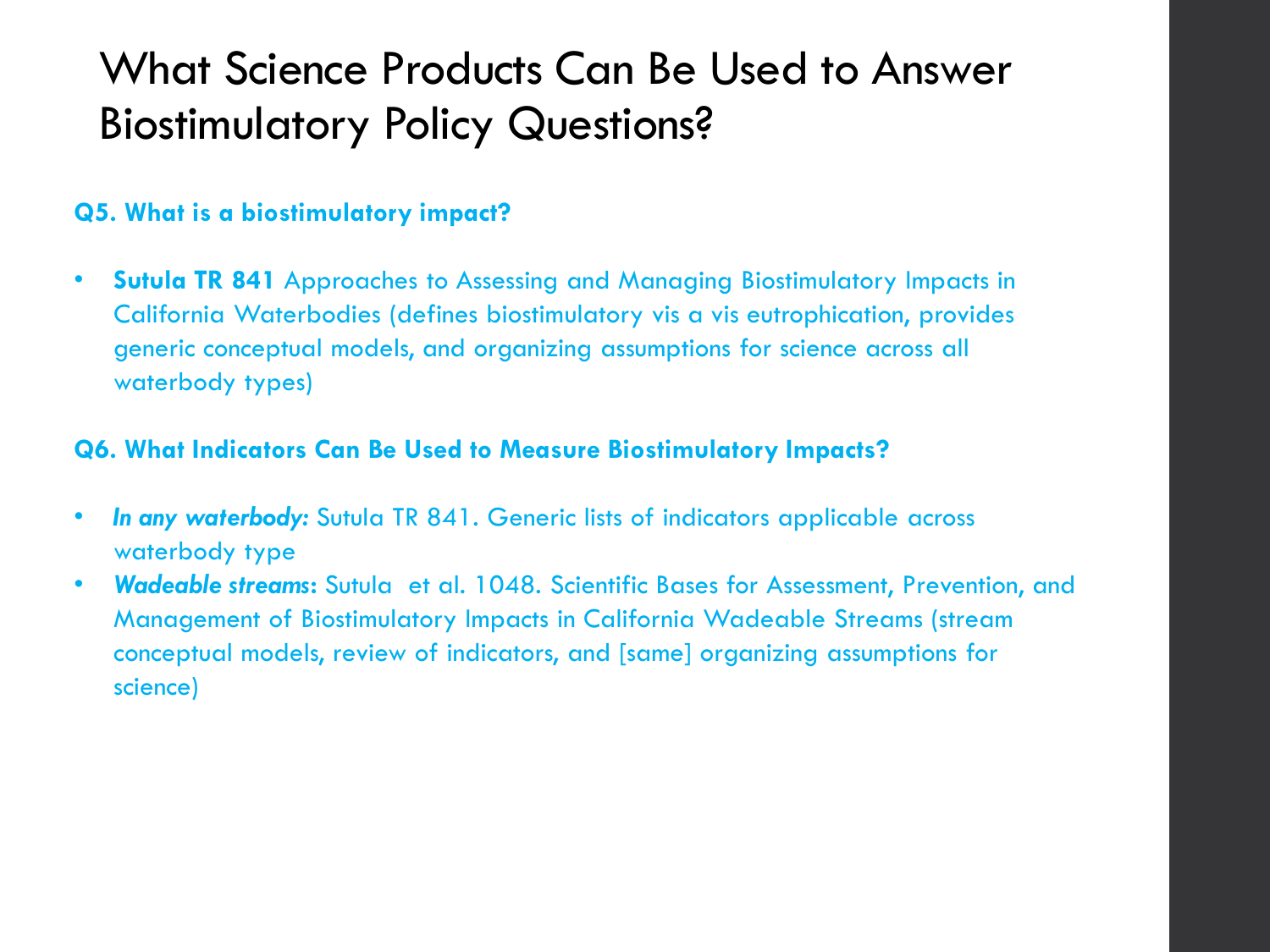# What Science Products Can Be Used to Answer Biostimulatory Policy Questions?

**Q5. What is a biostimulatory impact?**

- **Sutula TR 841** Approaches to Assessing and Managing Biostimulatory Impacts in California Waterbodies (defines biostimulatory vis a vis eutrophication, provides generic conceptual models, and organizing assumptions for science across all waterbody types)

**Q6. What Indicators Can Be Used to Measure Biostimulatory Impacts?**

- ***In any waterbody:*** Sutula TR 841. Generic lists of indicators applicable across waterbody type
- ***Wadeable streams*:** Sutula et al. 1048. Scientific Bases for Assessment, Prevention, and Management of Biostimulatory Impacts in California Wadeable Streams (stream conceptual models, review of indicators, and [same] organizing assumptions for science)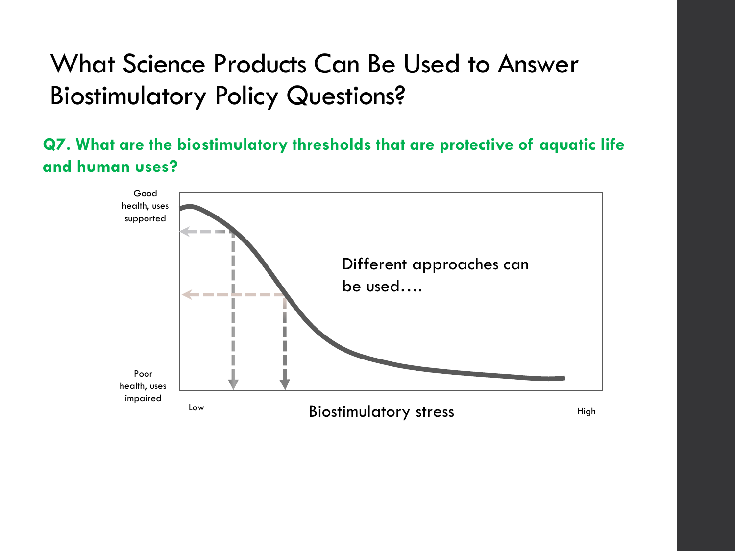# What Science Products Can Be Used to Answer Biostimulatory Policy Questions?

**Q7. What are the biostimulatory thresholds that are protective of aquatic life and human uses?**

Good health, uses supported

Poor health, uses impaired

Different approaches can be used….

Low

Biostimulatory stress

High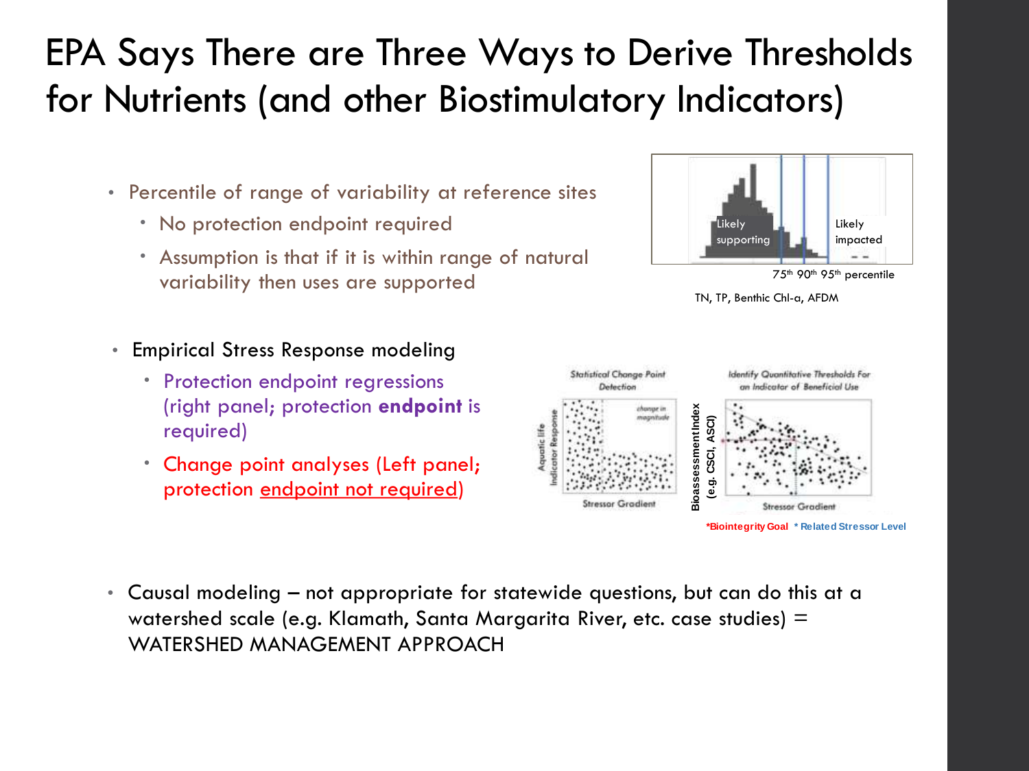# EPA Says There are Three Ways to Derive Thresholds for Nutrients (and other Biostimulatory Indicators)

- Percentile of range of variability at reference sites
  - No protection endpoint required
  - Assumption is that if it is within range of natural variability then uses are supported

Likely supporting | Likely impacted

75th 90th 95th percentile

TN, TP, Benthic Chl-a, AFDM

- Empirical Stress Response modeling
  - Protection endpoint regressions (right panel; protection **endpoint** is required)
  - Change point analyses (Left panel; protection endpoint not required)

Statistical Change Point Detection — Aquatic life Indicator Response; change in magnitude; Stressor Gradient

Identify Quantitative Thresholds For an Indicator of Beneficial Use — Bioassessment Index (e.g. CSCI, ASCI); Stressor Gradient

*Biointegrity Goal * Related Stressor Level

- Causal modeling – not appropriate for statewide questions, but can do this at a watershed scale (e.g. Klamath, Santa Margarita River, etc. case studies) = WATERSHED MANAGEMENT APPROACH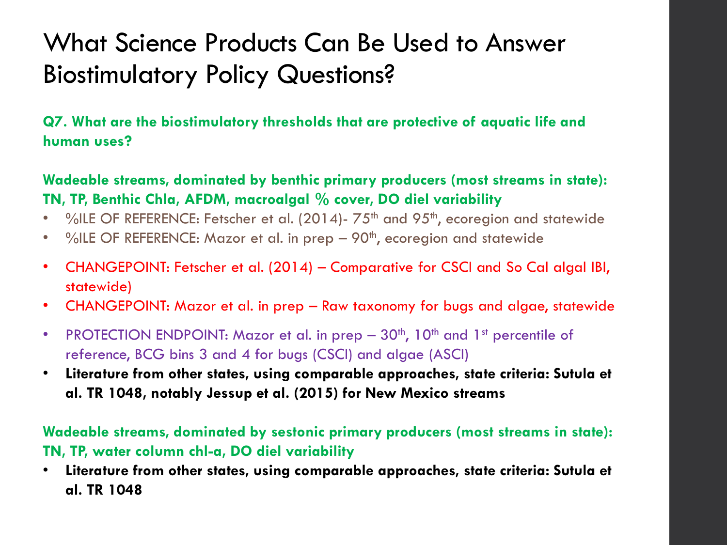# What Science Products Can Be Used to Answer Biostimulatory Policy Questions?

**Q7. What are the biostimulatory thresholds that are protective of aquatic life and human uses?**

**Wadeable streams, dominated by benthic primary producers (most streams in state): TN, TP, Benthic Chla, AFDM, macroalgal % cover, DO diel variability**

- %ILE OF REFERENCE: Fetscher et al. (2014)- 75th and 95th, ecoregion and statewide
- %ILE OF REFERENCE: Mazor et al. in prep – 90th, ecoregion and statewide
- CHANGEPOINT: Fetscher et al. (2014) – Comparative for CSCI and So Cal algal IBI, statewide)
- CHANGEPOINT: Mazor et al. in prep – Raw taxonomy for bugs and algae, statewide
- PROTECTION ENDPOINT: Mazor et al. in prep – 30th, 10th and 1st percentile of reference, BCG bins 3 and 4 for bugs (CSCI) and algae (ASCI)
- **Literature from other states, using comparable approaches, state criteria: Sutula et al. TR 1048, notably Jessup et al. (2015) for New Mexico streams**

**Wadeable streams, dominated by sestonic primary producers (most streams in state): TN, TP, water column chl-a, DO diel variability**

- **Literature from other states, using comparable approaches, state criteria: Sutula et al. TR 1048**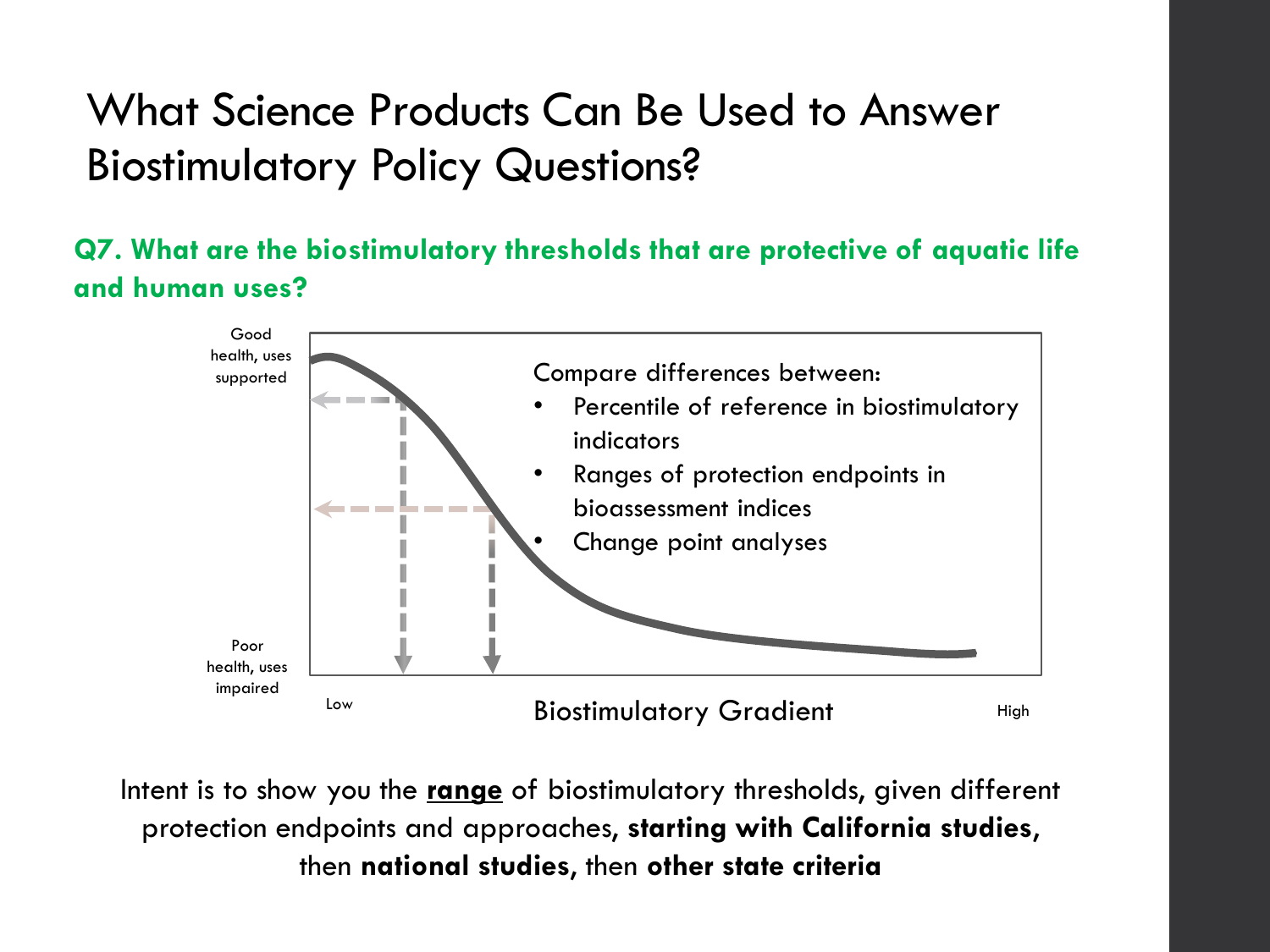# What Science Products Can Be Used to Answer Biostimulatory Policy Questions?

**Q7. What are the biostimulatory thresholds that are protective of aquatic life and human uses?**

Good health, uses supported

Poor health, uses impaired

Low

Biostimulatory Gradient

High

Compare differences between:

- Percentile of reference in biostimulatory indicators
- Ranges of protection endpoints in bioassessment indices
- Change point analyses

Intent is to show you the **range** of biostimulatory thresholds, given different protection endpoints and approaches, **starting with California studies**, then **national studies**, then **other state criteria**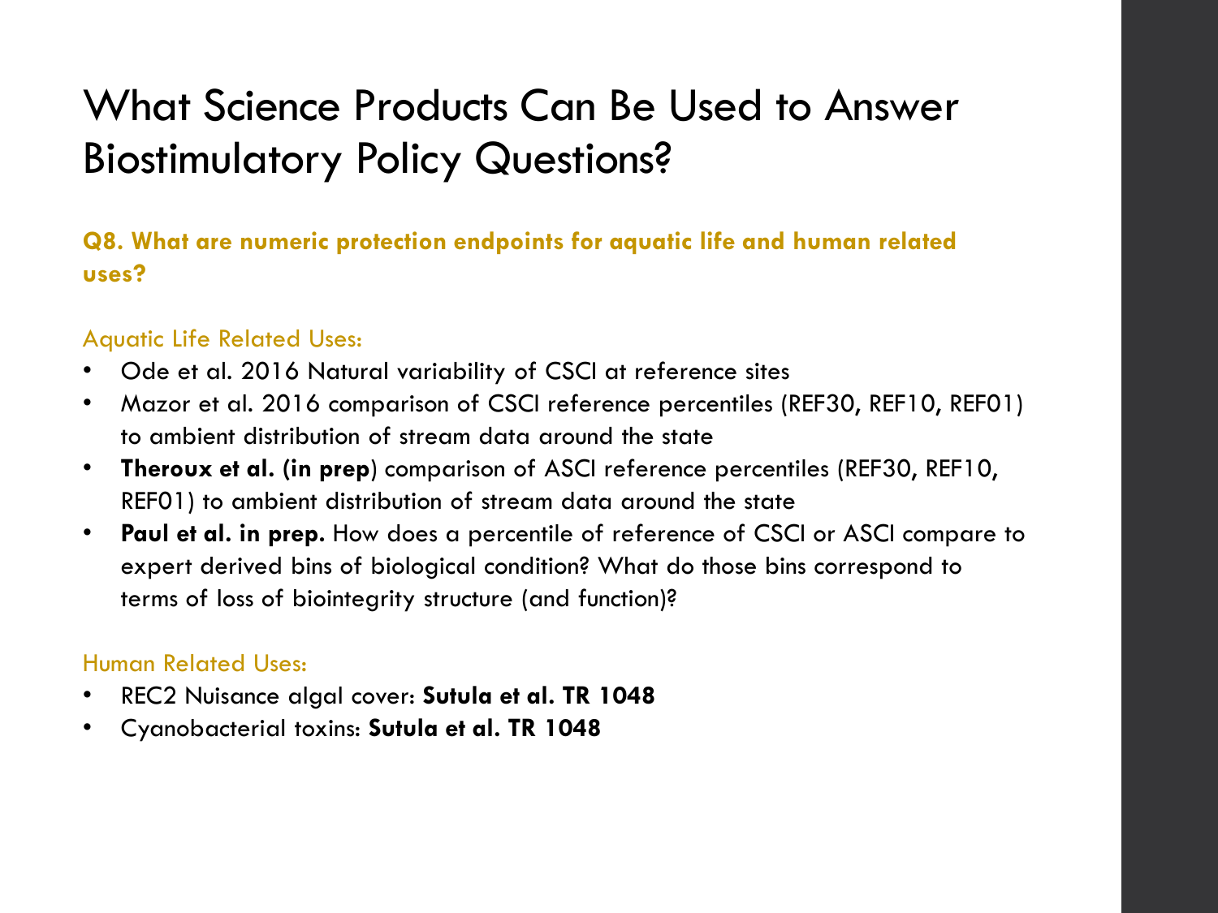# What Science Products Can Be Used to Answer Biostimulatory Policy Questions?

**Q8. What are numeric protection endpoints for aquatic life and human related uses?**

Aquatic Life Related Uses:

- Ode et al. 2016 Natural variability of CSCI at reference sites
- Mazor et al. 2016 comparison of CSCI reference percentiles (REF30, REF10, REF01) to ambient distribution of stream data around the state
- **Theroux et al. (in prep**) comparison of ASCI reference percentiles (REF30, REF10, REF01) to ambient distribution of stream data around the state
- **Paul et al. in prep.** How does a percentile of reference of CSCI or ASCI compare to expert derived bins of biological condition? What do those bins correspond to terms of loss of biointegrity structure (and function)?

Human Related Uses:

- REC2 Nuisance algal cover: **Sutula et al. TR 1048**
- Cyanobacterial toxins: **Sutula et al. TR 1048**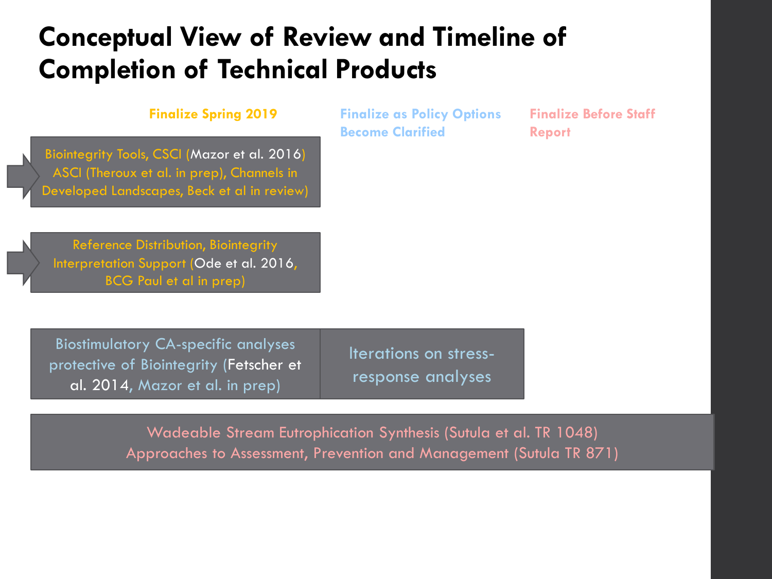# Conceptual View of Review and Timeline of Completion of Technical Products

| Finalize Spring 2019 | Finalize as Policy Options Become Clarified | Finalize Before Staff Report |
| --- | --- | --- |
| Biointegrity Tools, CSCI (Mazor et al. 2016) ASCI (Theroux et al. in prep), Channels in Developed Landscapes, Beck et al in review) | | |
| Reference Distribution, Biointegrity Interpretation Support (Ode et al. 2016, BCG Paul et al in prep) | | |
| Biostimulatory CA-specific analyses protective of Biointegrity (Fetscher et al. 2014, Mazor et al. in prep) | Iterations on stress-response analyses | |
| Wadeable Stream Eutrophication Synthesis (Sutula et al. TR 1048) Approaches to Assessment, Prevention and Management (Sutula TR 871) | | |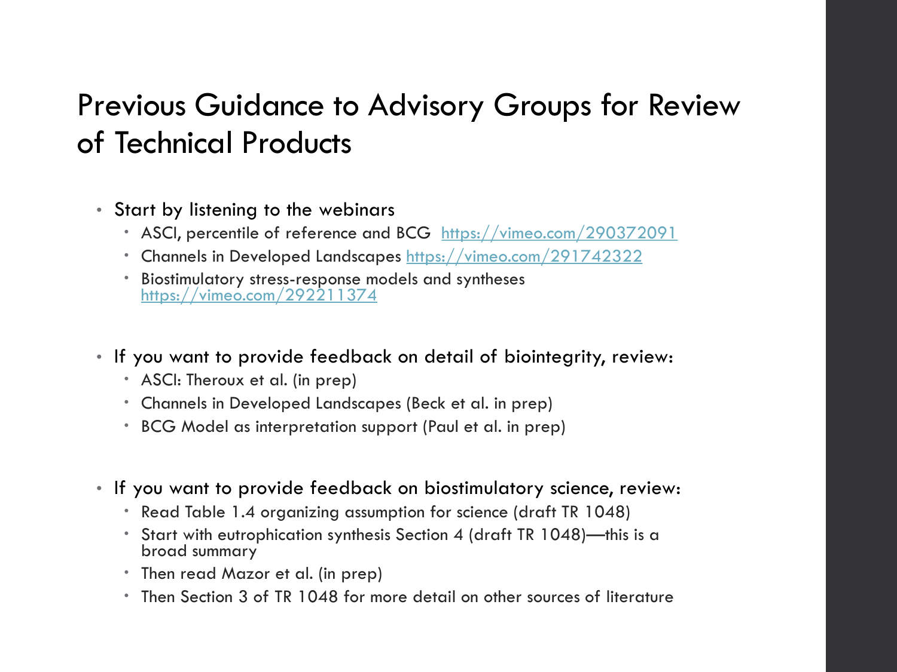# Previous Guidance to Advisory Groups for Review of Technical Products

- Start by listening to the webinars
  - ASCI, percentile of reference and BCG [https://vimeo.com/290372091](https://vimeo.com/290372091)
  - Channels in Developed Landscapes [https://vimeo.com/291742322](https://vimeo.com/291742322)
  - Biostimulatory stress-response models and syntheses [https://vimeo.com/292211374](https://vimeo.com/292211374)
- If you want to provide feedback on detail of biointegrity, review:
  - ASCI: Theroux et al. (in prep)
  - Channels in Developed Landscapes (Beck et al. in prep)
  - BCG Model as interpretation support (Paul et al. in prep)
- If you want to provide feedback on biostimulatory science, review:
  - Read Table 1.4 organizing assumption for science (draft TR 1048)
  - Start with eutrophication synthesis Section 4 (draft TR 1048)—this is a broad summary
  - Then read Mazor et al. (in prep)
  - Then Section 3 of TR 1048 for more detail on other sources of literature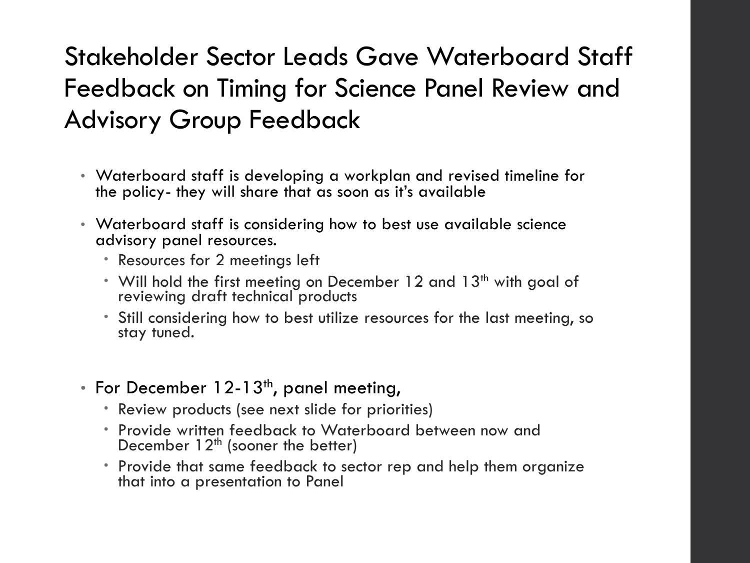# Stakeholder Sector Leads Gave Waterboard Staff Feedback on Timing for Science Panel Review and Advisory Group Feedback

- Waterboard staff is developing a workplan and revised timeline for the policy- they will share that as soon as it's available
- Waterboard staff is considering how to best use available science advisory panel resources.
  - Resources for 2 meetings left
  - Will hold the first meeting on December 12 and 13th with goal of reviewing draft technical products
  - Still considering how to best utilize resources for the last meeting, so stay tuned.
- For December 12-13th, panel meeting,
  - Review products (see next slide for priorities)
  - Provide written feedback to Waterboard between now and December 12th (sooner the better)
  - Provide that same feedback to sector rep and help them organize that into a presentation to Panel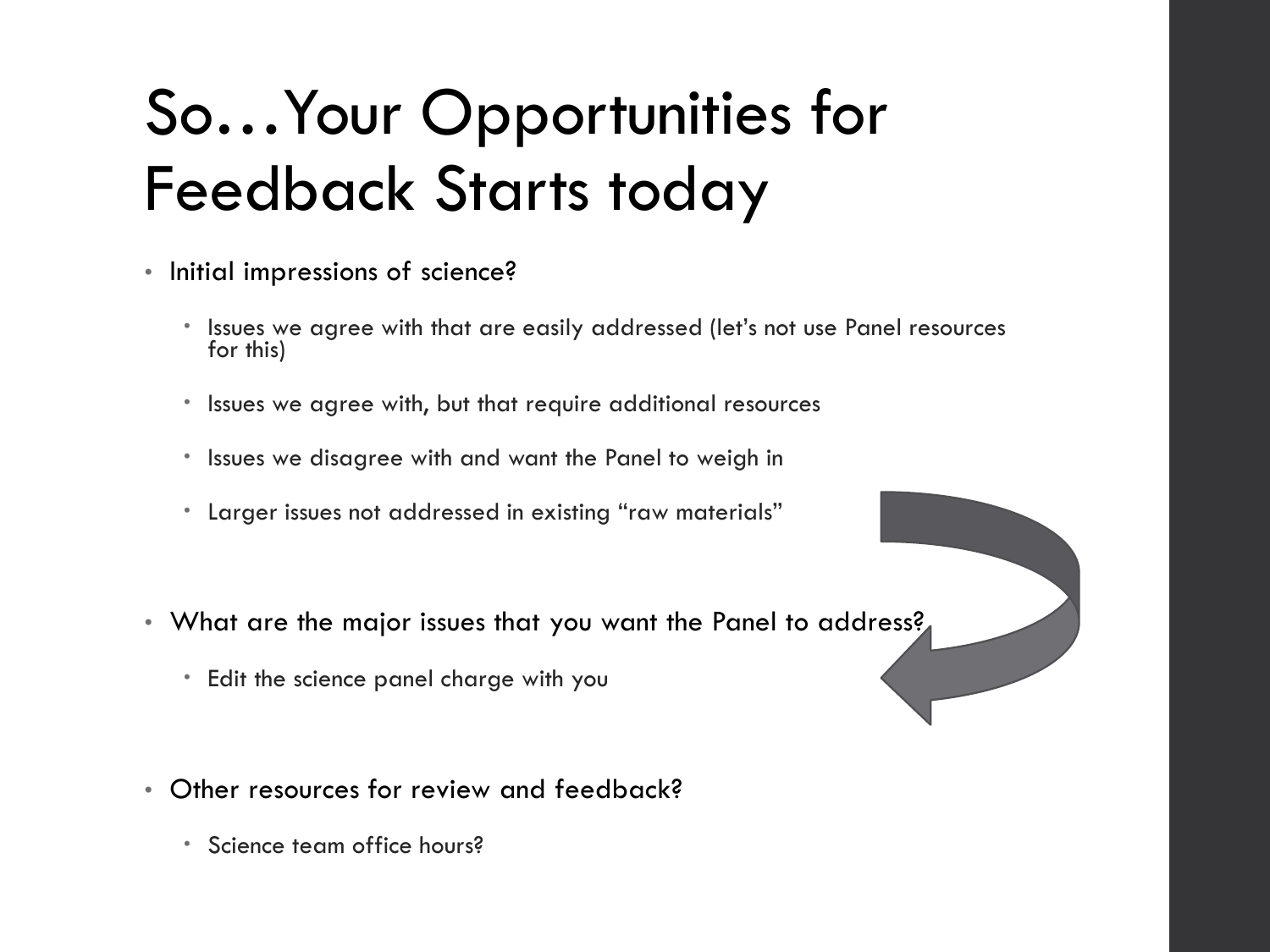# So…Your Opportunities for Feedback Starts today

- Initial impressions of science?
  - Issues we agree with that are easily addressed (let's not use Panel resources for this)
  - Issues we agree with, but that require additional resources
  - Issues we disagree with and want the Panel to weigh in
  - Larger issues not addressed in existing "raw materials"
- What are the major issues that you want the Panel to address?
  - Edit the science panel charge with you
- Other resources for review and feedback?
  - Science team office hours?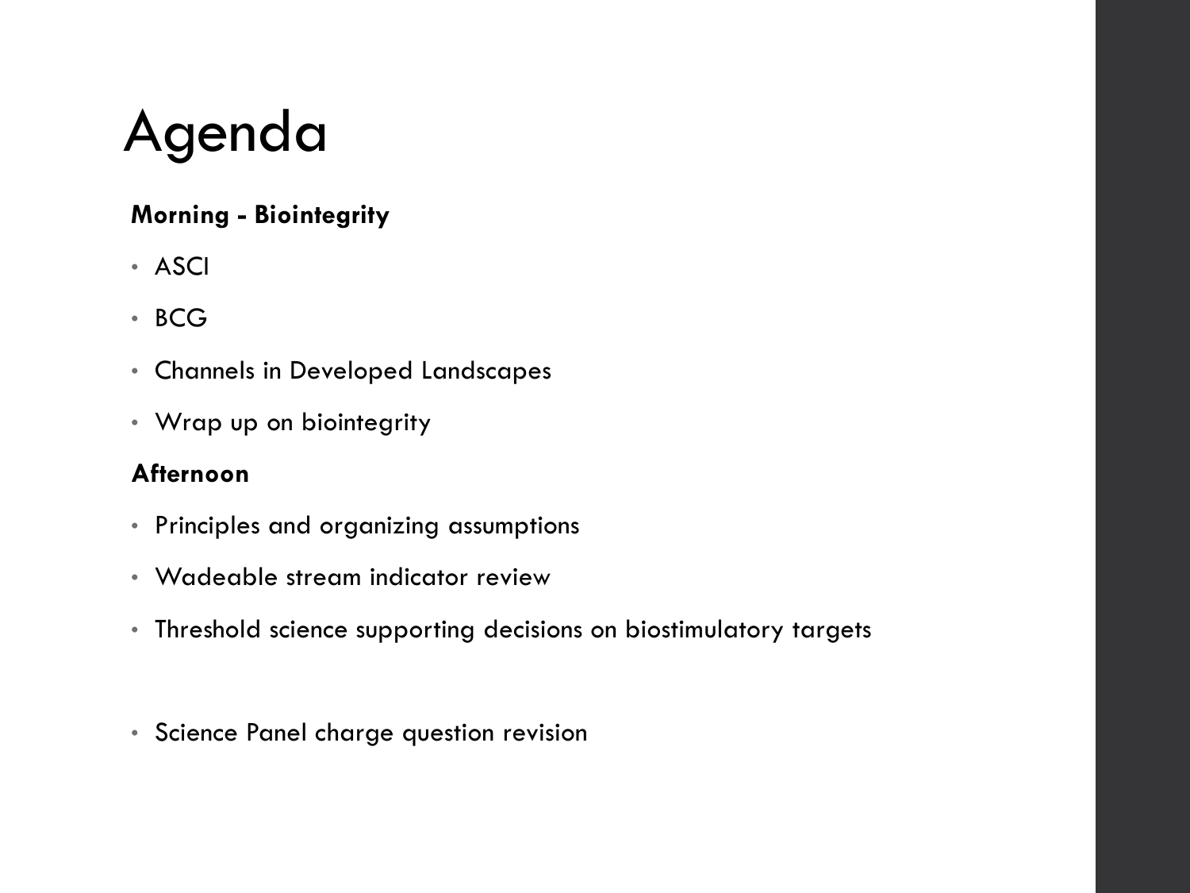# Agenda

**Morning - Biointegrity**

- ASCI
- BCG
- Channels in Developed Landscapes
- Wrap up on biointegrity

**Afternoon**

- Principles and organizing assumptions
- Wadeable stream indicator review
- Threshold science supporting decisions on biostimulatory targets

- Science Panel charge question revision